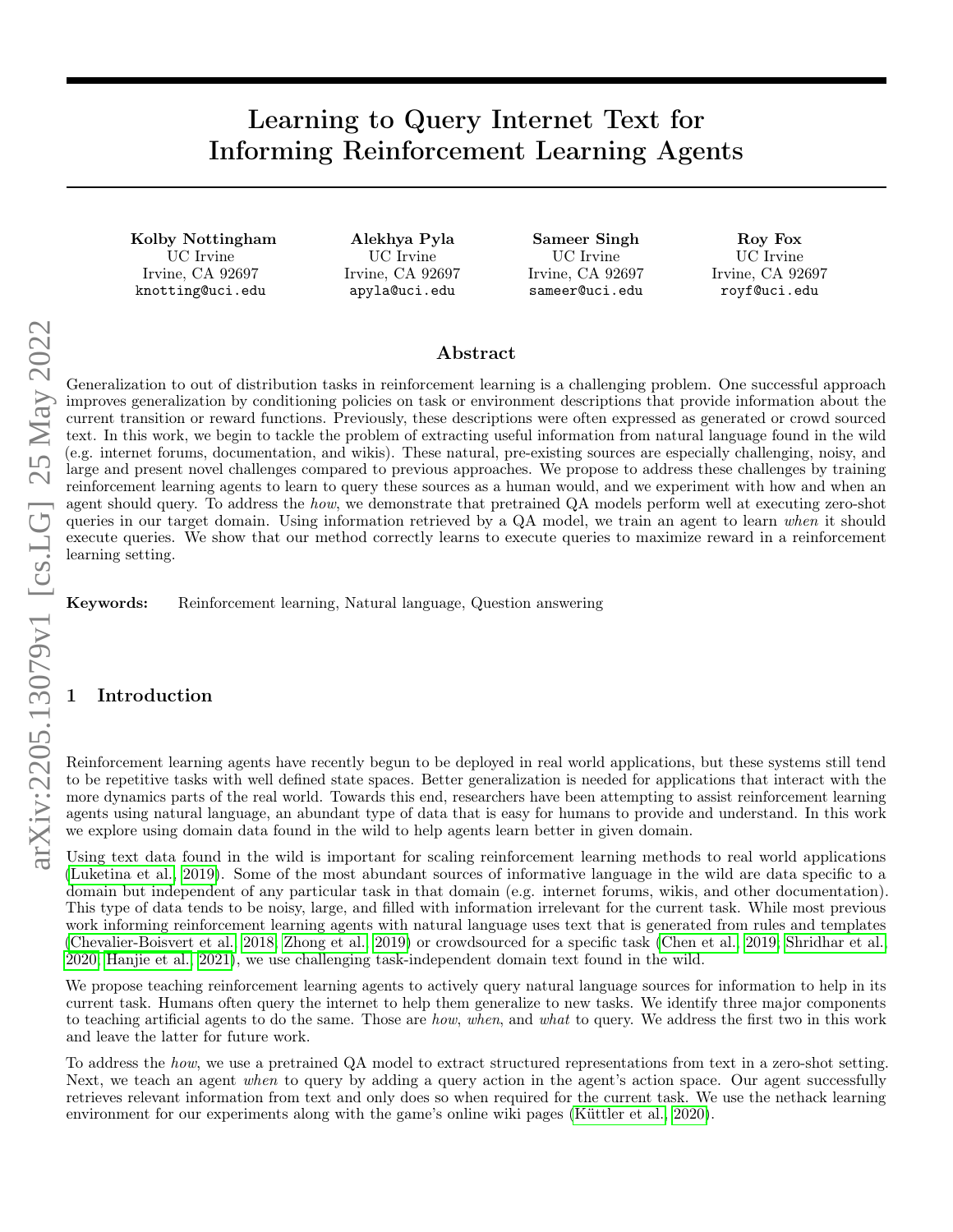# Learning to Query Internet Text for Informing Reinforcement Learning Agents

**Kolby Nottingham**
UC Irvine
Irvine, CA 92697
knotting@uci.edu

**Alekhya Pyla**
UC Irvine
Irvine, CA 92697
apyla@uci.edu

**Sameer Singh**
UC Irvine
Irvine, CA 92697
sameer@uci.edu

**Roy Fox**
UC Irvine
Irvine, CA 92697
royf@uci.edu

## Abstract

Generalization to out of distribution tasks in reinforcement learning is a challenging problem. One successful approach improves generalization by conditioning policies on task or environment descriptions that provide information about the current transition or reward functions. Previously, these descriptions were often expressed as generated or crowd sourced text. In this work, we begin to tackle the problem of extracting useful information from natural language found in the wild (e.g. internet forums, documentation, and wikis). These natural, pre-existing sources are especially challenging, noisy, and large and present novel challenges compared to previous approaches. We propose to address these challenges by training reinforcement learning agents to learn to query these sources as a human would, and we experiment with how and when an agent should query. To address the *how*, we demonstrate that pretrained QA models perform well at executing zero-shot queries in our target domain. Using information retrieved by a QA model, we train an agent to learn *when* it should execute queries. We show that our method correctly learns to execute queries to maximize reward in a reinforcement learning setting.

**Keywords:** Reinforcement learning, Natural language, Question answering

## 1 Introduction

Reinforcement learning agents have recently begun to be deployed in real world applications, but these systems still tend to be repetitive tasks with well defined state spaces. Better generalization is needed for applications that interact with the more dynamics parts of the real world. Towards this end, researchers have been attempting to assist reinforcement learning agents using natural language, an abundant type of data that is easy for humans to provide and understand. In this work we explore using domain data found in the wild to help agents learn better in given domain.

Using text data found in the wild is important for scaling reinforcement learning methods to real world applications (Luketina et al., 2019). Some of the most abundant sources of informative language in the wild are data specific to a domain but independent of any particular task in that domain (e.g. internet forums, wikis, and other documentation). This type of data tends to be noisy, large, and filled with information irrelevant for the current task. While most previous work informing reinforcement learning agents with natural language uses text that is generated from rules and templates (Chevalier-Boisvert et al., 2018; Zhong et al., 2019) or crowdsourced for a specific task (Chen et al., 2019; Shridhar et al., 2020; Hanjie et al., 2021), we use challenging task-independent domain text found in the wild.

We propose teaching reinforcement learning agents to actively query natural language sources for information to help in its current task. Humans often query the internet to help them generalize to new tasks. We identify three major components to teaching artificial agents to do the same. Those are *how*, *when*, and *what* to query. We address the first two in this work and leave the latter for future work.

To address the *how*, we use a pretrained QA model to extract structured representations from text in a zero-shot setting. Next, we teach an agent *when* to query by adding a query action in the agent's action space. Our agent successfully retrieves relevant information from text and only does so when required for the current task. We use the nethack learning environment for our experiments along with the game's online wiki pages (Küttler et al., 2020).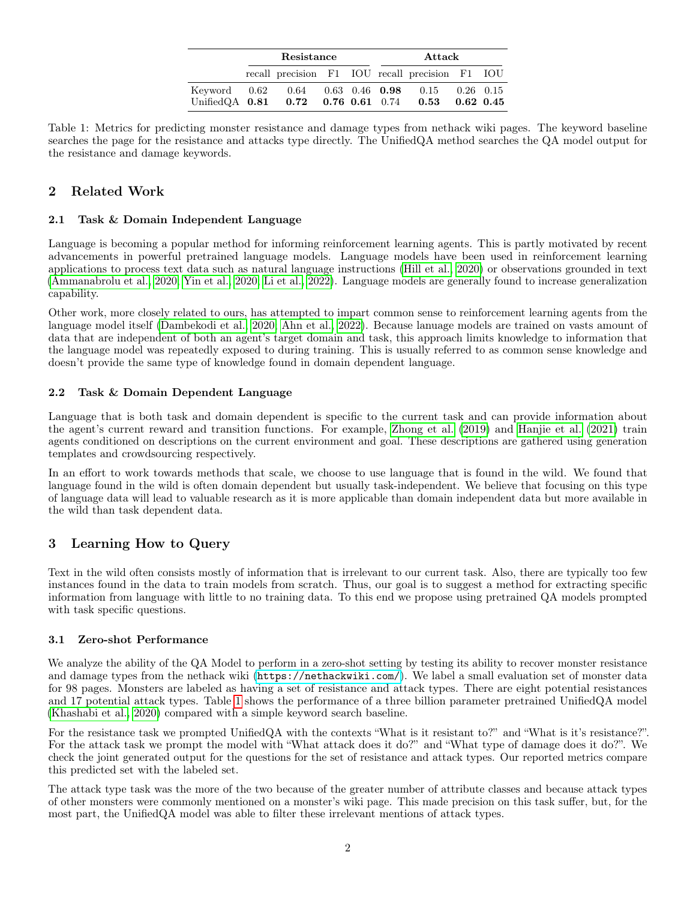| | Resistance | | | | Attack | | | |
|---|---|---|---|---|---|---|---|---|
| | recall | precision | F1 | IOU | recall | precision | F1 | IOU |
| Keyword | 0.62 | 0.64 | 0.63 | 0.46 | **0.98** | 0.15 | 0.26 | 0.15 |
| UnifiedQA | **0.81** | **0.72** | **0.76** | **0.61** | 0.74 | **0.53** | **0.62** | **0.45** |

Table 1: Metrics for predicting monster resistance and damage types from nethack wiki pages. The keyword baseline searches the page for the resistance and attacks type directly. The UnifiedQA method searches the QA model output for the resistance and damage keywords.

## 2 Related Work

### 2.1 Task & Domain Independent Language

Language is becoming a popular method for informing reinforcement learning agents. This is partly motivated by recent advancements in powerful pretrained language models. Language models have been used in reinforcement learning applications to process text data such as natural language instructions (Hill et al., 2020) or observations grounded in text (Ammanabrolu et al., 2020; Yin et al., 2020; Li et al., 2022). Language models are generally found to increase generalization capability.

Other work, more closely related to ours, has attempted to impart common sense to reinforcement learning agents from the language model itself (Dambekodi et al., 2020; Ahn et al., 2022). Because lanuage models are trained on vasts amount of data that are independent of both an agent's target domain and task, this approach limits knowledge to information that the language model was repeatedly exposed to during training. This is usually referred to as common sense knowledge and doesn't provide the same type of knowledge found in domain dependent language.

### 2.2 Task & Domain Dependent Language

Language that is both task and domain dependent is specific to the current task and can provide information about the agent's current reward and transition functions. For example, Zhong et al. (2019) and Hanjie et al. (2021) train agents conditioned on descriptions on the current environment and goal. These descriptions are gathered using generation templates and crowdsourcing respectively.

In an effort to work towards methods that scale, we choose to use language that is found in the wild. We found that language found in the wild is often domain dependent but usually task-independent. We believe that focusing on this type of language data will lead to valuable research as it is more applicable than domain independent data but more available in the wild than task dependent data.

## 3 Learning How to Query

Text in the wild often consists mostly of information that is irrelevant to our current task. Also, there are typically too few instances found in the data to train models from scratch. Thus, our goal is to suggest a method for extracting specific information from language with little to no training data. To this end we propose using pretrained QA models prompted with task specific questions.

### 3.1 Zero-shot Performance

We analyze the ability of the QA Model to perform in a zero-shot setting by testing its ability to recover monster resistance and damage types from the nethack wiki (https://nethackwiki.com/). We label a small evaluation set of monster data for 98 pages. Monsters are labeled as having a set of resistance and attack types. There are eight potential resistances and 17 potential attack types. Table 1 shows the performance of a three billion parameter pretrained UnifiedQA model (Khashabi et al., 2020) compared with a simple keyword search baseline.

For the resistance task we prompted UnifiedQA with the contexts "What is it resistant to?" and "What is it's resistance?". For the attack task we prompt the model with "What attack does it do?" and "What type of damage does it do?". We check the joint generated output for the questions for the set of resistance and attack types. Our reported metrics compare this predicted set with the labeled set.

The attack type task was the more of the two because of the greater number of attribute classes and because attack types of other monsters were commonly mentioned on a monster's wiki page. This made precision on this task suffer, but, for the most part, the UnifiedQA model was able to filter these irrelevant mentions of attack types.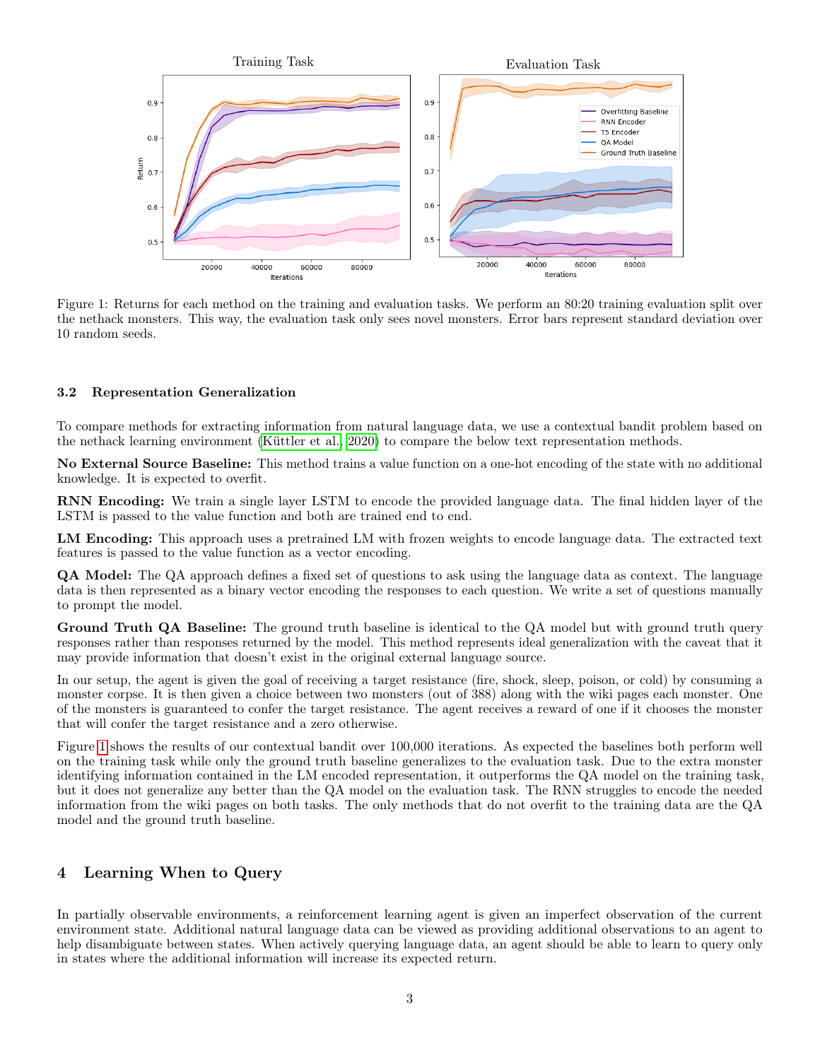Figure 1: Returns for each method on the training and evaluation tasks. We perform an 80:20 training evaluation split over the nethack monsters. This way, the evaluation task only sees novel monsters. Error bars represent standard deviation over 10 random seeds.

### 3.2 Representation Generalization

To compare methods for extracting information from natural language data, we use a contextual bandit problem based on the nethack learning environment (Küttler et al., 2020) to compare the below text representation methods.

**No External Source Baseline:** This method trains a value function on a one-hot encoding of the state with no additional knowledge. It is expected to overfit.

**RNN Encoding:** We train a single layer LSTM to encode the provided language data. The final hidden layer of the LSTM is passed to the value function and both are trained end to end.

**LM Encoding:** This approach uses a pretrained LM with frozen weights to encode language data. The extracted text features is passed to the value function as a vector encoding.

**QA Model:** The QA approach defines a fixed set of questions to ask using the language data as context. The language data is then represented as a binary vector encoding the responses to each question. We write a set of questions manually to prompt the model.

**Ground Truth QA Baseline:** The ground truth baseline is identical to the QA model but with ground truth query responses rather than responses returned by the model. This method represents ideal generalization with the caveat that it may provide information that doesn't exist in the original external language source.

In our setup, the agent is given the goal of receiving a target resistance (fire, shock, sleep, poison, or cold) by consuming a monster corpse. It is then given a choice between two monsters (out of 388) along with the wiki pages each monster. One of the monsters is guaranteed to confer the target resistance. The agent receives a reward of one if it chooses the monster that will confer the target resistance and a zero otherwise.

Figure 1 shows the results of our contextual bandit over 100,000 iterations. As expected the baselines both perform well on the training task while only the ground truth baseline generalizes to the evaluation task. Due to the extra monster identifying information contained in the LM encoded representation, it outperforms the QA model on the training task, but it does not generalize any better than the QA model on the evaluation task. The RNN struggles to encode the needed information from the wiki pages on both tasks. The only methods that do not overfit to the training data are the QA model and the ground truth baseline.

## 4 Learning When to Query

In partially observable environments, a reinforcement learning agent is given an imperfect observation of the current environment state. Additional natural language data can be viewed as providing additional observations to an agent to help disambiguate between states. When actively querying language data, an agent should be able to learn to query only in states where the additional information will increase its expected return.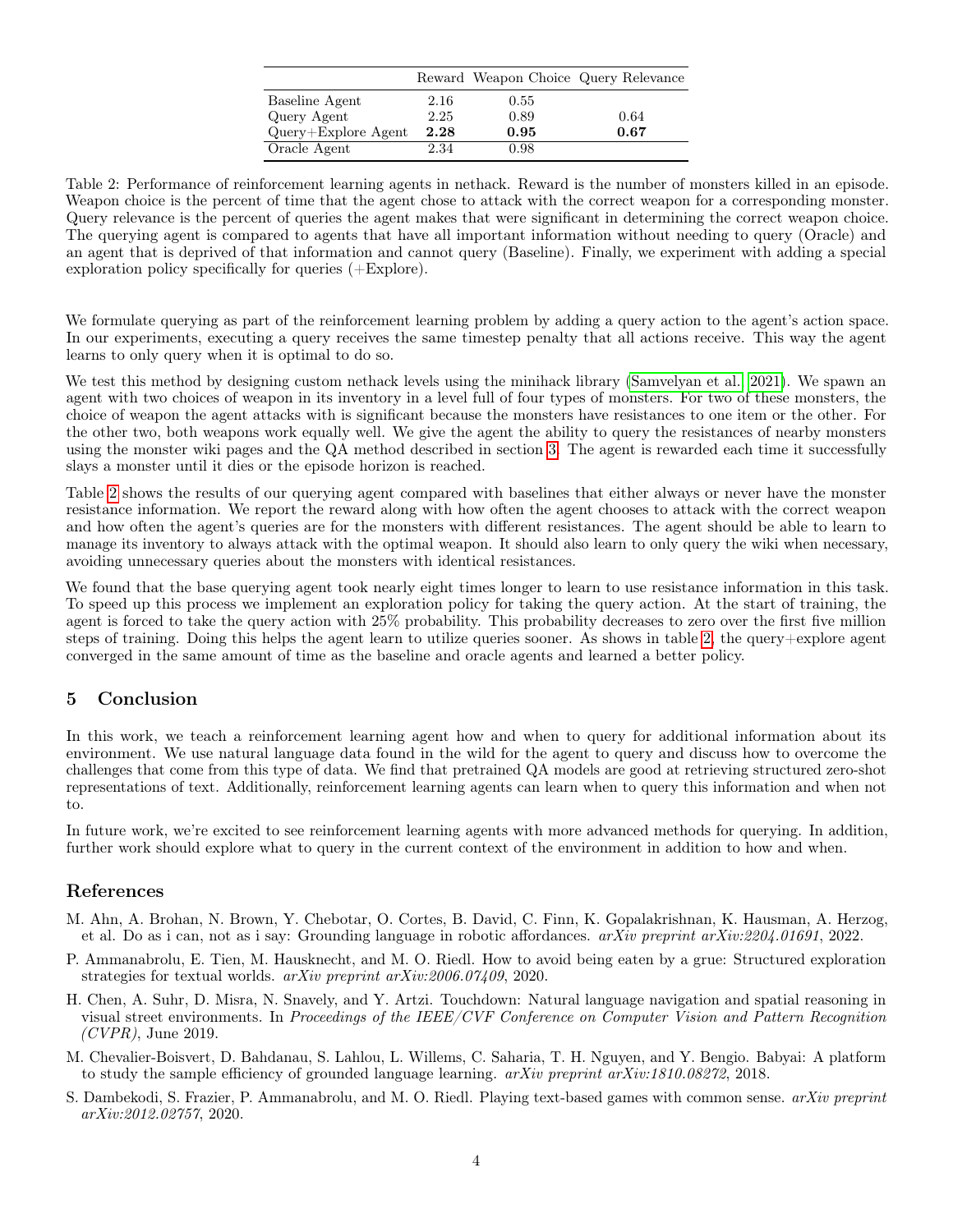| | Reward | Weapon Choice | Query Relevance |
|---|---|---|---|
| Baseline Agent | 2.16 | 0.55 | |
| Query Agent | 2.25 | 0.89 | 0.64 |
| Query+Explore Agent | **2.28** | **0.95** | **0.67** |
| Oracle Agent | 2.34 | 0.98 | |

Table 2: Performance of reinforcement learning agents in nethack. Reward is the number of monsters killed in an episode. Weapon choice is the percent of time that the agent chose to attack with the correct weapon for a corresponding monster. Query relevance is the percent of queries the agent makes that were significant in determining the correct weapon choice. The querying agent is compared to agents that have all important information without needing to query (Oracle) and an agent that is deprived of that information and cannot query (Baseline). Finally, we experiment with adding a special exploration policy specifically for queries (+Explore).

We formulate querying as part of the reinforcement learning problem by adding a query action to the agent's action space. In our experiments, executing a query receives the same timestep penalty that all actions receive. This way the agent learns to only query when it is optimal to do so.

We test this method by designing custom nethack levels using the minihack library (Samvelyan et al., 2021). We spawn an agent with two choices of weapon in its inventory in a level full of four types of monsters. For two of these monsters, the choice of weapon the agent attacks with is significant because the monsters have resistances to one item or the other. For the other two, both weapons work equally well. We give the agent the ability to query the resistances of nearby monsters using the monster wiki pages and the QA method described in section 3. The agent is rewarded each time it successfully slays a monster until it dies or the episode horizon is reached.

Table 2 shows the results of our querying agent compared with baselines that either always or never have the monster resistance information. We report the reward along with how often the agent chooses to attack with the correct weapon and how often the agent's queries are for the monsters with different resistances. The agent should be able to learn to manage its inventory to always attack with the optimal weapon. It should also learn to only query the wiki when necessary, avoiding unnecessary queries about the monsters with identical resistances.

We found that the base querying agent took nearly eight times longer to learn to use resistance information in this task. To speed up this process we implement an exploration policy for taking the query action. At the start of training, the agent is forced to take the query action with 25% probability. This probability decreases to zero over the first five million steps of training. Doing this helps the agent learn to utilize queries sooner. As shows in table 2, the query+explore agent converged in the same amount of time as the baseline and oracle agents and learned a better policy.

## 5 Conclusion

In this work, we teach a reinforcement learning agent how and when to query for additional information about its environment. We use natural language data found in the wild for the agent to query and discuss how to overcome the challenges that come from this type of data. We find that pretrained QA models are good at retrieving structured zero-shot representations of text. Additionally, reinforcement learning agents can learn when to query this information and when not to.

In future work, we're excited to see reinforcement learning agents with more advanced methods for querying. In addition, further work should explore what to query in the current context of the environment in addition to how and when.

## References

M. Ahn, A. Brohan, N. Brown, Y. Chebotar, O. Cortes, B. David, C. Finn, K. Gopalakrishnan, K. Hausman, A. Herzog, et al. Do as i can, not as i say: Grounding language in robotic affordances. *arXiv preprint arXiv:2204.01691*, 2022.

P. Ammanabrolu, E. Tien, M. Hausknecht, and M. O. Riedl. How to avoid being eaten by a grue: Structured exploration strategies for textual worlds. *arXiv preprint arXiv:2006.07409*, 2020.

H. Chen, A. Suhr, D. Misra, N. Snavely, and Y. Artzi. Touchdown: Natural language navigation and spatial reasoning in visual street environments. In *Proceedings of the IEEE/CVF Conference on Computer Vision and Pattern Recognition (CVPR)*, June 2019.

M. Chevalier-Boisvert, D. Bahdanau, S. Lahlou, L. Willems, C. Saharia, T. H. Nguyen, and Y. Bengio. Babyai: A platform to study the sample efficiency of grounded language learning. *arXiv preprint arXiv:1810.08272*, 2018.

S. Dambekodi, S. Frazier, P. Ammanabrolu, and M. O. Riedl. Playing text-based games with common sense. *arXiv preprint arXiv:2012.02757*, 2020.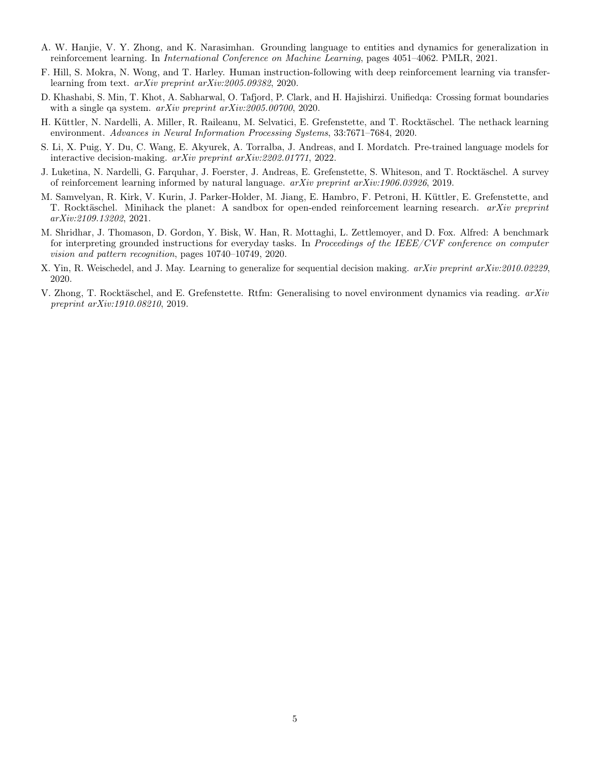A. W. Hanjie, V. Y. Zhong, and K. Narasimhan. Grounding language to entities and dynamics for generalization in reinforcement learning. In *International Conference on Machine Learning*, pages 4051–4062. PMLR, 2021.

F. Hill, S. Mokra, N. Wong, and T. Harley. Human instruction-following with deep reinforcement learning via transfer-learning from text. *arXiv preprint arXiv:2005.09382*, 2020.

D. Khashabi, S. Min, T. Khot, A. Sabharwal, O. Tafjord, P. Clark, and H. Hajishirzi. Unifiedqa: Crossing format boundaries with a single qa system. *arXiv preprint arXiv:2005.00700*, 2020.

H. Küttler, N. Nardelli, A. Miller, R. Raileanu, M. Selvatici, E. Grefenstette, and T. Rocktäschel. The nethack learning environment. *Advances in Neural Information Processing Systems*, 33:7671–7684, 2020.

S. Li, X. Puig, Y. Du, C. Wang, E. Akyurek, A. Torralba, J. Andreas, and I. Mordatch. Pre-trained language models for interactive decision-making. *arXiv preprint arXiv:2202.01771*, 2022.

J. Luketina, N. Nardelli, G. Farquhar, J. Foerster, J. Andreas, E. Grefenstette, S. Whiteson, and T. Rocktäschel. A survey of reinforcement learning informed by natural language. *arXiv preprint arXiv:1906.03926*, 2019.

M. Samvelyan, R. Kirk, V. Kurin, J. Parker-Holder, M. Jiang, E. Hambro, F. Petroni, H. Küttler, E. Grefenstette, and T. Rocktäschel. Minihack the planet: A sandbox for open-ended reinforcement learning research. *arXiv preprint arXiv:2109.13202*, 2021.

M. Shridhar, J. Thomason, D. Gordon, Y. Bisk, W. Han, R. Mottaghi, L. Zettlemoyer, and D. Fox. Alfred: A benchmark for interpreting grounded instructions for everyday tasks. In *Proceedings of the IEEE/CVF conference on computer vision and pattern recognition*, pages 10740–10749, 2020.

X. Yin, R. Weischedel, and J. May. Learning to generalize for sequential decision making. *arXiv preprint arXiv:2010.02229*, 2020.

V. Zhong, T. Rocktäschel, and E. Grefenstette. Rtfm: Generalising to novel environment dynamics via reading. *arXiv preprint arXiv:1910.08210*, 2019.